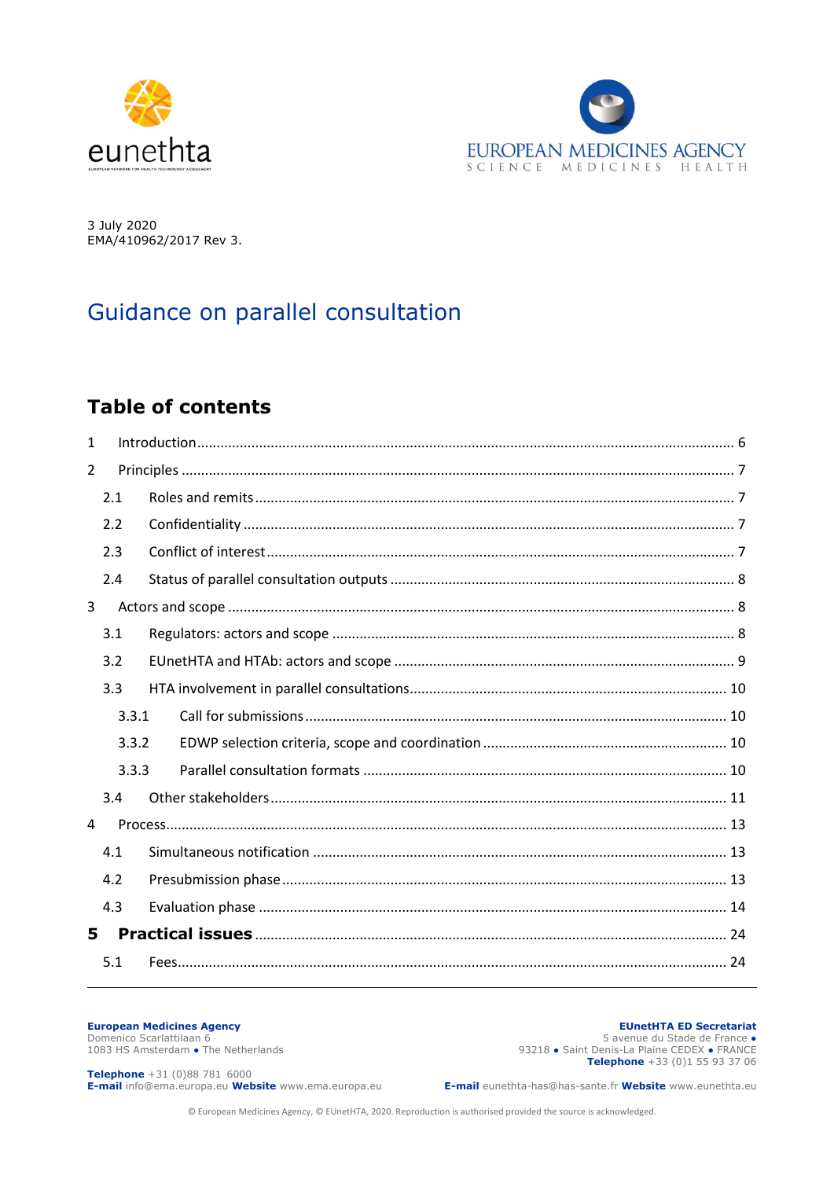eunethta

EUROPEAN MEDICINES AGENCY
SCIENCE MEDICINES HEALTH

3 July 2020
EMA/410962/2017 Rev 3.

# Guidance on parallel consultation

## Table of contents

1 Introduction ........................................................................ 6

2 Principles ........................................................................ 7

2.1 Roles and remits ........................................................................ 7

2.2 Confidentiality ........................................................................ 7

2.3 Conflict of interest ........................................................................ 7

2.4 Status of parallel consultation outputs ........................................................................ 8

3 Actors and scope ........................................................................ 8

3.1 Regulators: actors and scope ........................................................................ 8

3.2 EUnetHTA and HTAb: actors and scope ........................................................................ 9

3.3 HTA involvement in parallel consultations ........................................................................ 10

3.3.1 Call for submissions ........................................................................ 10

3.3.2 EDWP selection criteria, scope and coordination ........................................................................ 10

3.3.3 Parallel consultation formats ........................................................................ 10

3.4 Other stakeholders ........................................................................ 11

4 Process ........................................................................ 13

4.1 Simultaneous notification ........................................................................ 13

4.2 Presubmission phase ........................................................................ 13

4.3 Evaluation phase ........................................................................ 14

**5 Practical issues** ........................................................................ 24

5.1 Fees ........................................................................ 24

**European Medicines Agency**
Domenico Scarlattilaan 6
1083 HS Amsterdam ● The Netherlands

**Telephone** +31 (0)88 781 6000
**E-mail** info@ema.europa.eu **Website** www.ema.europa.eu

**EUnetHTA ED Secretariat**
5 avenue du Stade de France ●
93218 ● Saint Denis-La Plaine CEDEX ● FRANCE
**Telephone** +33 (0)1 55 93 37 06

**E-mail** eunethta-has@has-sante.fr **Website** www.eunethta.eu

© European Medicines Agency, © EUnetHTA, 2020. Reproduction is authorised provided the source is acknowledged.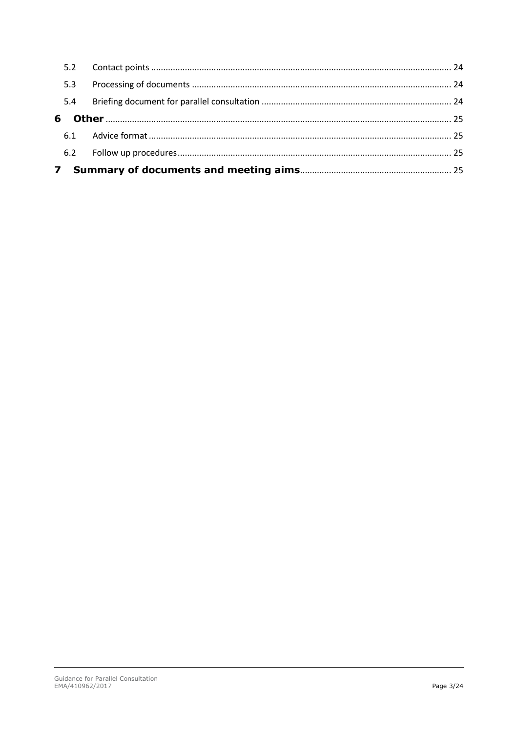| | | |
|---|---|---|
| 5.2 | Contact points | 24 |
| 5.3 | Processing of documents | 24 |
| 5.4 | Briefing document for parallel consultation | 24 |
| **6** | **Other** | 25 |
| 6.1 | Advice format | 25 |
| 6.2 | Follow up procedures | 25 |
| **7** | **Summary of documents and meeting aims** | 25 |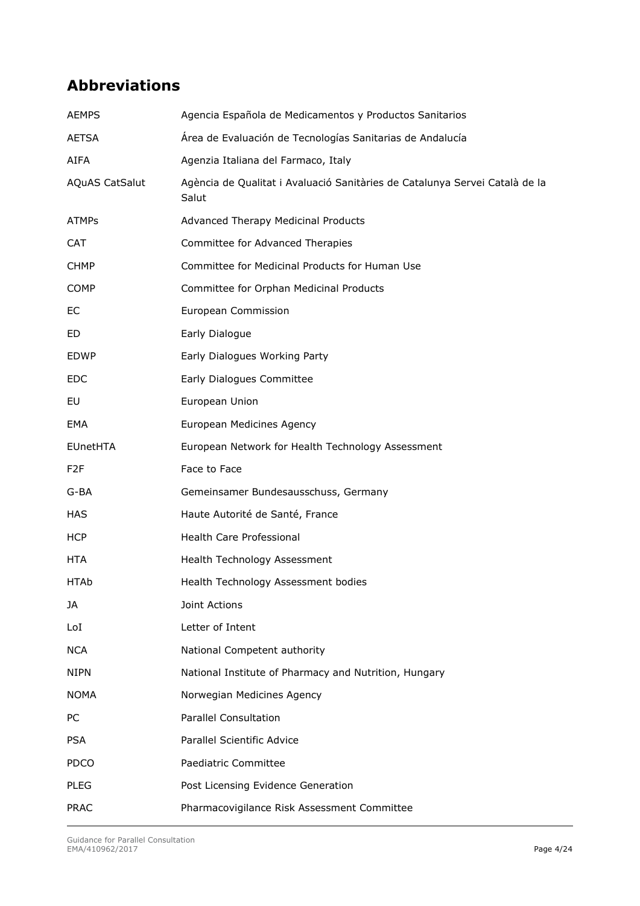## Abbreviations

| | |
|---|---|
| AEMPS | Agencia Española de Medicamentos y Productos Sanitarios |
| AETSA | Área de Evaluación de Tecnologías Sanitarias de Andalucía |
| AIFA | Agenzia Italiana del Farmaco, Italy |
| AQuAS CatSalut | Agència de Qualitat i Avaluació Sanitàries de Catalunya Servei Català de la Salut |
| ATMPs | Advanced Therapy Medicinal Products |
| CAT | Committee for Advanced Therapies |
| CHMP | Committee for Medicinal Products for Human Use |
| COMP | Committee for Orphan Medicinal Products |
| EC | European Commission |
| ED | Early Dialogue |
| EDWP | Early Dialogues Working Party |
| EDC | Early Dialogues Committee |
| EU | European Union |
| EMA | European Medicines Agency |
| EUnetHTA | European Network for Health Technology Assessment |
| F2F | Face to Face |
| G-BA | Gemeinsamer Bundesausschuss, Germany |
| HAS | Haute Autorité de Santé, France |
| HCP | Health Care Professional |
| HTA | Health Technology Assessment |
| HTAb | Health Technology Assessment bodies |
| JA | Joint Actions |
| LoI | Letter of Intent |
| NCA | National Competent authority |
| NIPN | National Institute of Pharmacy and Nutrition, Hungary |
| NOMA | Norwegian Medicines Agency |
| PC | Parallel Consultation |
| PSA | Parallel Scientific Advice |
| PDCO | Paediatric Committee |
| PLEG | Post Licensing Evidence Generation |
| PRAC | Pharmacovigilance Risk Assessment Committee |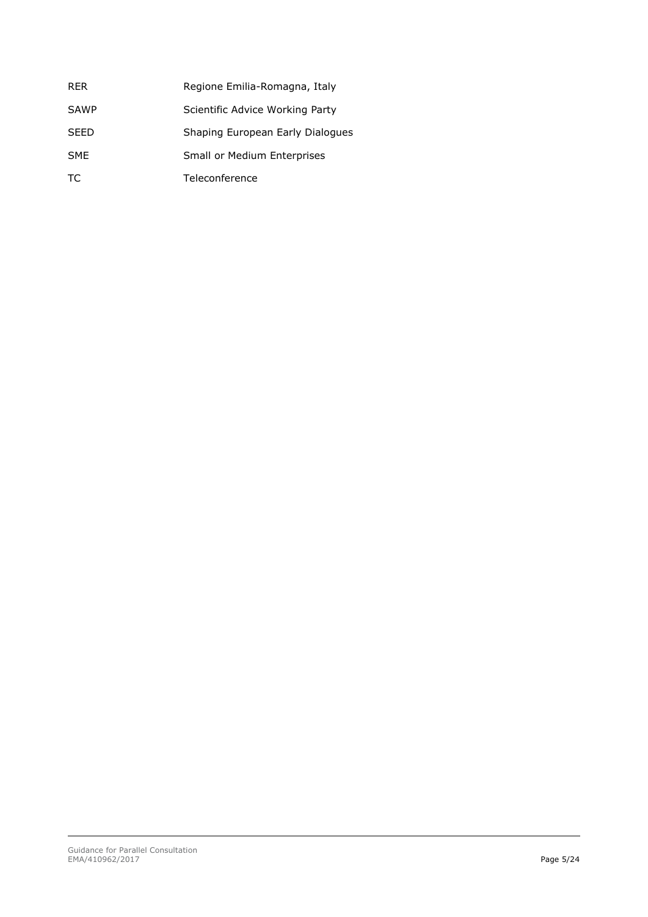| | |
|---|---|
| RER | Regione Emilia-Romagna, Italy |
| SAWP | Scientific Advice Working Party |
| SEED | Shaping European Early Dialogues |
| SME | Small or Medium Enterprises |
| TC | Teleconference |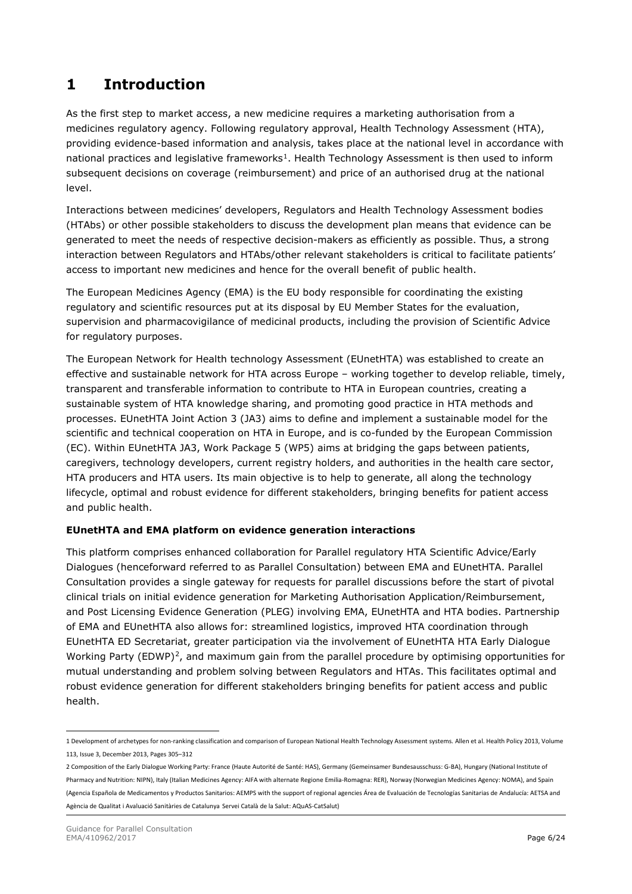# 1 Introduction

As the first step to market access, a new medicine requires a marketing authorisation from a medicines regulatory agency. Following regulatory approval, Health Technology Assessment (HTA), providing evidence-based information and analysis, takes place at the national level in accordance with national practices and legislative frameworks[1]. Health Technology Assessment is then used to inform subsequent decisions on coverage (reimbursement) and price of an authorised drug at the national level.

Interactions between medicines' developers, Regulators and Health Technology Assessment bodies (HTAbs) or other possible stakeholders to discuss the development plan means that evidence can be generated to meet the needs of respective decision-makers as efficiently as possible. Thus, a strong interaction between Regulators and HTAbs/other relevant stakeholders is critical to facilitate patients' access to important new medicines and hence for the overall benefit of public health.

The European Medicines Agency (EMA) is the EU body responsible for coordinating the existing regulatory and scientific resources put at its disposal by EU Member States for the evaluation, supervision and pharmacovigilance of medicinal products, including the provision of Scientific Advice for regulatory purposes.

The European Network for Health technology Assessment (EUnetHTA) was established to create an effective and sustainable network for HTA across Europe – working together to develop reliable, timely, transparent and transferable information to contribute to HTA in European countries, creating a sustainable system of HTA knowledge sharing, and promoting good practice in HTA methods and processes. EUnetHTA Joint Action 3 (JA3) aims to define and implement a sustainable model for the scientific and technical cooperation on HTA in Europe, and is co-funded by the European Commission (EC). Within EUnetHTA JA3, Work Package 5 (WP5) aims at bridging the gaps between patients, caregivers, technology developers, current registry holders, and authorities in the health care sector, HTA producers and HTA users. Its main objective is to help to generate, all along the technology lifecycle, optimal and robust evidence for different stakeholders, bringing benefits for patient access and public health.

**EUnetHTA and EMA platform on evidence generation interactions**

This platform comprises enhanced collaboration for Parallel regulatory HTA Scientific Advice/Early Dialogues (henceforward referred to as Parallel Consultation) between EMA and EUnetHTA. Parallel Consultation provides a single gateway for requests for parallel discussions before the start of pivotal clinical trials on initial evidence generation for Marketing Authorisation Application/Reimbursement, and Post Licensing Evidence Generation (PLEG) involving EMA, EUnetHTA and HTA bodies. Partnership of EMA and EUnetHTA also allows for: streamlined logistics, improved HTA coordination through EUnetHTA ED Secretariat, greater participation via the involvement of EUnetHTA HTA Early Dialogue Working Party (EDWP)[2], and maximum gain from the parallel procedure by optimising opportunities for mutual understanding and problem solving between Regulators and HTAs. This facilitates optimal and robust evidence generation for different stakeholders bringing benefits for patient access and public health.

---

1 Development of archetypes for non-ranking classification and comparison of European National Health Technology Assessment systems. Allen et al. Health Policy 2013, Volume 113, Issue 3, December 2013, Pages 305–312

2 Composition of the Early Dialogue Working Party: France (Haute Autorité de Santé: HAS), Germany (Gemeinsamer Bundesausschuss: G-BA), Hungary (National Institute of Pharmacy and Nutrition: NIPN), Italy (Italian Medicines Agency: AIFA with alternate Regione Emilia-Romagna: RER), Norway (Norwegian Medicines Agency: NOMA), and Spain (Agencia Española de Medicamentos y Productos Sanitarios: AEMPS with the support of regional agencies Área de Evaluación de Tecnologías Sanitarias de Andalucía: AETSA and Agència de Qualitat i Avaluació Sanitàries de Catalunya Servei Català de la Salut: AQuAS-CatSalut)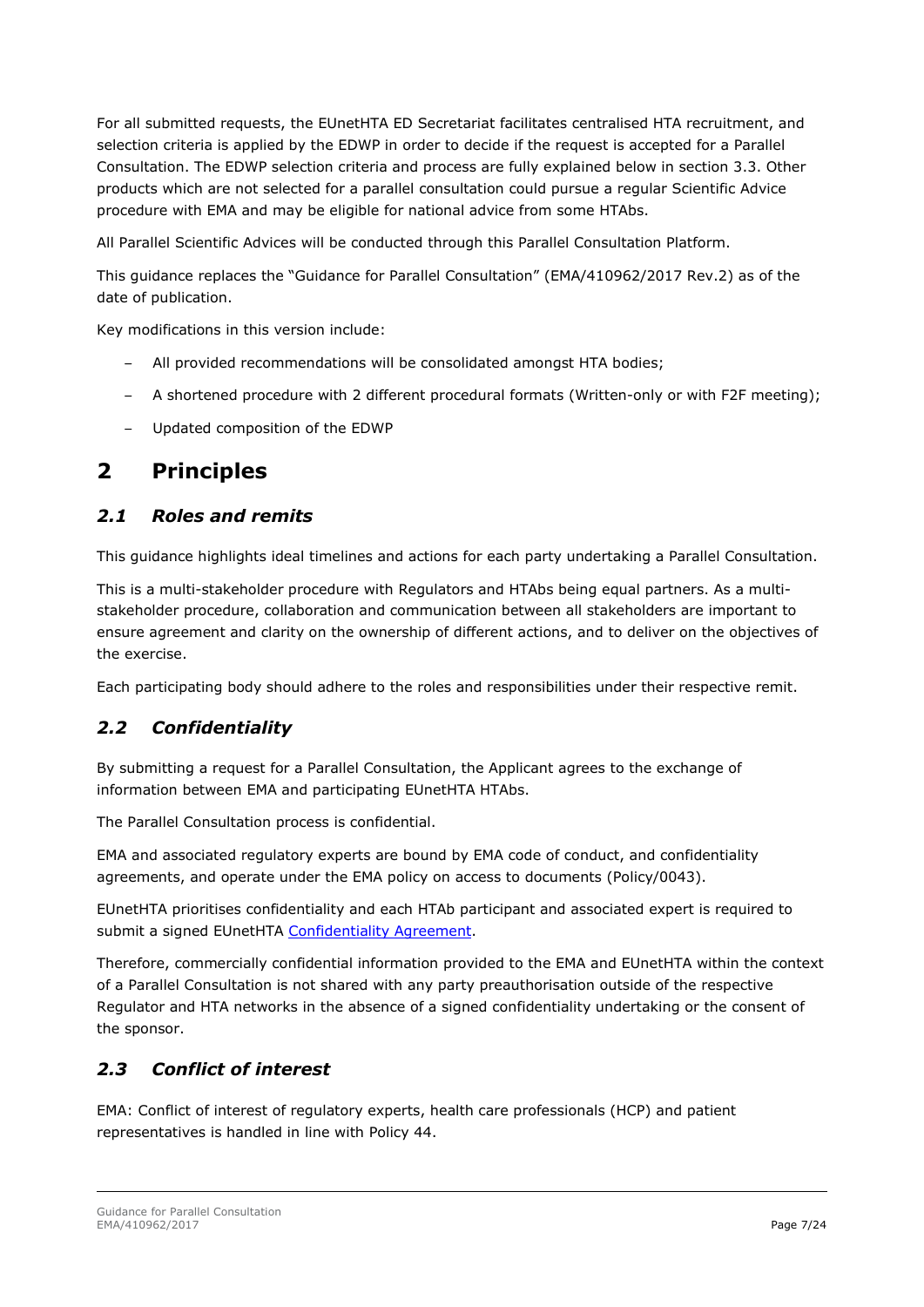For all submitted requests, the EUnetHTA ED Secretariat facilitates centralised HTA recruitment, and selection criteria is applied by the EDWP in order to decide if the request is accepted for a Parallel Consultation. The EDWP selection criteria and process are fully explained below in section 3.3. Other products which are not selected for a parallel consultation could pursue a regular Scientific Advice procedure with EMA and may be eligible for national advice from some HTAbs.

All Parallel Scientific Advices will be conducted through this Parallel Consultation Platform.

This guidance replaces the "Guidance for Parallel Consultation" (EMA/410962/2017 Rev.2) as of the date of publication.

Key modifications in this version include:

- All provided recommendations will be consolidated amongst HTA bodies;
- A shortened procedure with 2 different procedural formats (Written-only or with F2F meeting);
- Updated composition of the EDWP

# 2 Principles

## *2.1 Roles and remits*

This guidance highlights ideal timelines and actions for each party undertaking a Parallel Consultation.

This is a multi-stakeholder procedure with Regulators and HTAbs being equal partners. As a multi-stakeholder procedure, collaboration and communication between all stakeholders are important to ensure agreement and clarity on the ownership of different actions, and to deliver on the objectives of the exercise.

Each participating body should adhere to the roles and responsibilities under their respective remit.

## *2.2 Confidentiality*

By submitting a request for a Parallel Consultation, the Applicant agrees to the exchange of information between EMA and participating EUnetHTA HTAbs.

The Parallel Consultation process is confidential.

EMA and associated regulatory experts are bound by EMA code of conduct, and confidentiality agreements, and operate under the EMA policy on access to documents (Policy/0043).

EUnetHTA prioritises confidentiality and each HTAb participant and associated expert is required to submit a signed EUnetHTA Confidentiality Agreement.

Therefore, commercially confidential information provided to the EMA and EUnetHTA within the context of a Parallel Consultation is not shared with any party preauthorisation outside of the respective Regulator and HTA networks in the absence of a signed confidentiality undertaking or the consent of the sponsor.

## *2.3 Conflict of interest*

EMA: Conflict of interest of regulatory experts, health care professionals (HCP) and patient representatives is handled in line with Policy 44.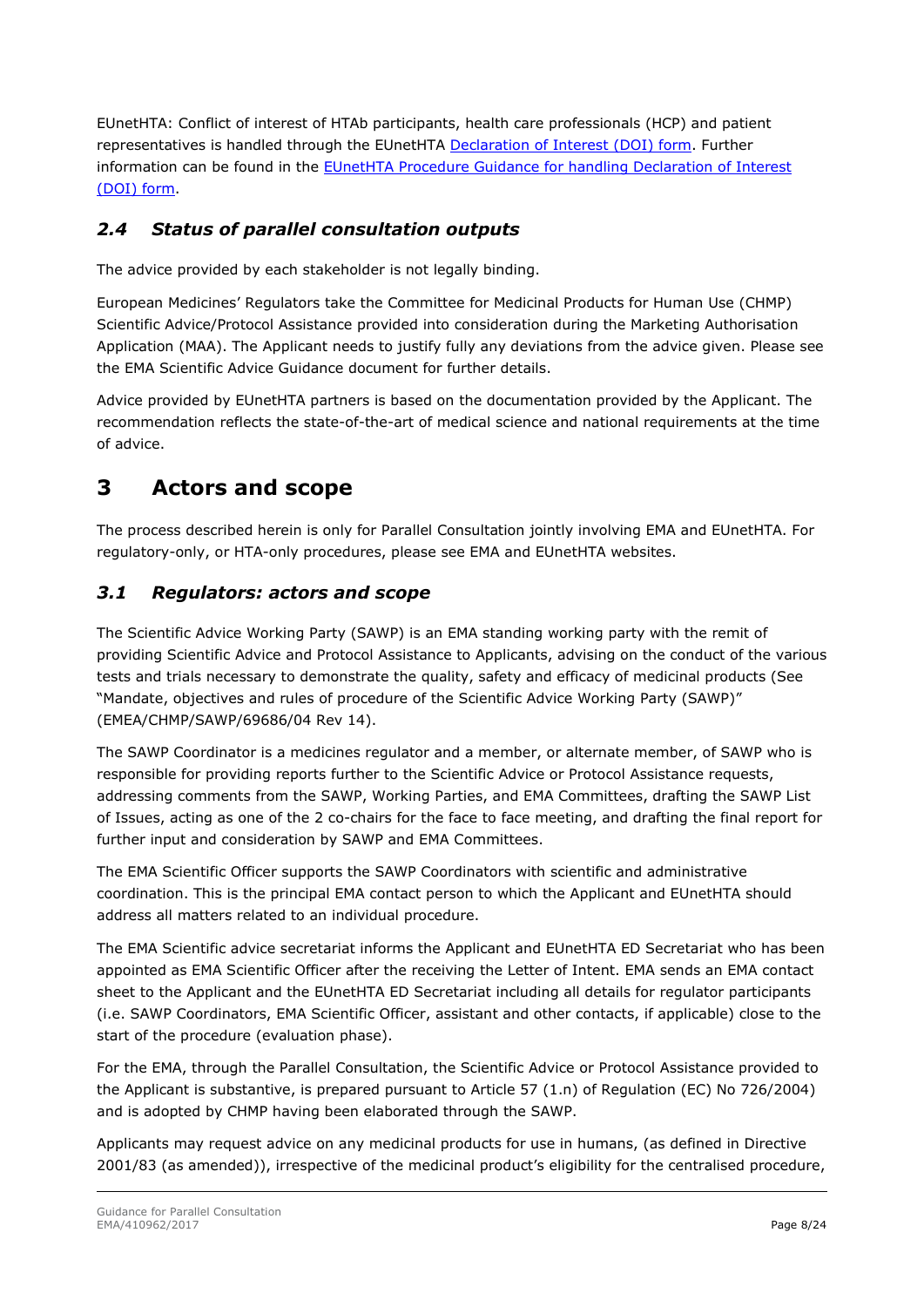EUnetHTA: Conflict of interest of HTAb participants, health care professionals (HCP) and patient representatives is handled through the EUnetHTA Declaration of Interest (DOI) form. Further information can be found in the EUnetHTA Procedure Guidance for handling Declaration of Interest (DOI) form.

### *2.4 Status of parallel consultation outputs*

The advice provided by each stakeholder is not legally binding.

European Medicines' Regulators take the Committee for Medicinal Products for Human Use (CHMP) Scientific Advice/Protocol Assistance provided into consideration during the Marketing Authorisation Application (MAA). The Applicant needs to justify fully any deviations from the advice given. Please see the EMA Scientific Advice Guidance document for further details.

Advice provided by EUnetHTA partners is based on the documentation provided by the Applicant. The recommendation reflects the state-of-the-art of medical science and national requirements at the time of advice.

## 3 Actors and scope

The process described herein is only for Parallel Consultation jointly involving EMA and EUnetHTA. For regulatory-only, or HTA-only procedures, please see EMA and EUnetHTA websites.

### *3.1 Regulators: actors and scope*

The Scientific Advice Working Party (SAWP) is an EMA standing working party with the remit of providing Scientific Advice and Protocol Assistance to Applicants, advising on the conduct of the various tests and trials necessary to demonstrate the quality, safety and efficacy of medicinal products (See "Mandate, objectives and rules of procedure of the Scientific Advice Working Party (SAWP)" (EMEA/CHMP/SAWP/69686/04 Rev 14).

The SAWP Coordinator is a medicines regulator and a member, or alternate member, of SAWP who is responsible for providing reports further to the Scientific Advice or Protocol Assistance requests, addressing comments from the SAWP, Working Parties, and EMA Committees, drafting the SAWP List of Issues, acting as one of the 2 co-chairs for the face to face meeting, and drafting the final report for further input and consideration by SAWP and EMA Committees.

The EMA Scientific Officer supports the SAWP Coordinators with scientific and administrative coordination. This is the principal EMA contact person to which the Applicant and EUnetHTA should address all matters related to an individual procedure.

The EMA Scientific advice secretariat informs the Applicant and EUnetHTA ED Secretariat who has been appointed as EMA Scientific Officer after the receiving the Letter of Intent. EMA sends an EMA contact sheet to the Applicant and the EUnetHTA ED Secretariat including all details for regulator participants (i.e. SAWP Coordinators, EMA Scientific Officer, assistant and other contacts, if applicable) close to the start of the procedure (evaluation phase).

For the EMA, through the Parallel Consultation, the Scientific Advice or Protocol Assistance provided to the Applicant is substantive, is prepared pursuant to Article 57 (1.n) of Regulation (EC) No 726/2004) and is adopted by CHMP having been elaborated through the SAWP.

Applicants may request advice on any medicinal products for use in humans, (as defined in Directive 2001/83 (as amended)), irrespective of the medicinal product's eligibility for the centralised procedure,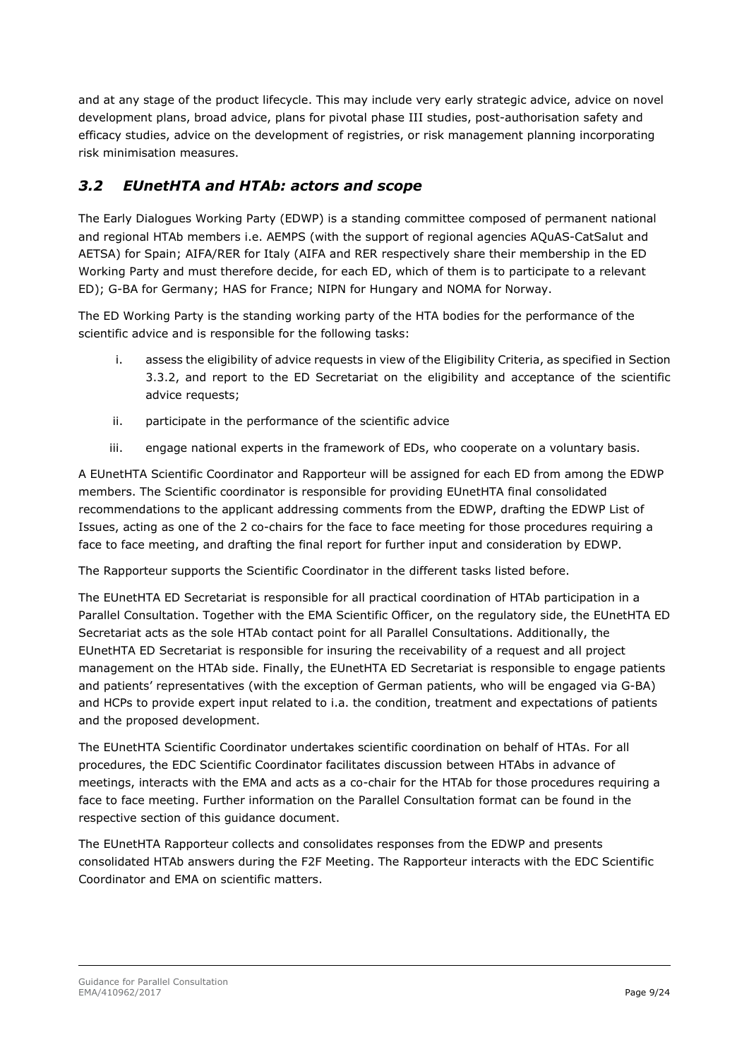and at any stage of the product lifecycle. This may include very early strategic advice, advice on novel development plans, broad advice, plans for pivotal phase III studies, post-authorisation safety and efficacy studies, advice on the development of registries, or risk management planning incorporating risk minimisation measures.

## *3.2 EUnetHTA and HTAb: actors and scope*

The Early Dialogues Working Party (EDWP) is a standing committee composed of permanent national and regional HTAb members i.e. AEMPS (with the support of regional agencies AQuAS-CatSalut and AETSA) for Spain; AIFA/RER for Italy (AIFA and RER respectively share their membership in the ED Working Party and must therefore decide, for each ED, which of them is to participate to a relevant ED); G-BA for Germany; HAS for France; NIPN for Hungary and NOMA for Norway.

The ED Working Party is the standing working party of the HTA bodies for the performance of the scientific advice and is responsible for the following tasks:

i. assess the eligibility of advice requests in view of the Eligibility Criteria, as specified in Section 3.3.2, and report to the ED Secretariat on the eligibility and acceptance of the scientific advice requests;

ii. participate in the performance of the scientific advice

iii. engage national experts in the framework of EDs, who cooperate on a voluntary basis.

A EUnetHTA Scientific Coordinator and Rapporteur will be assigned for each ED from among the EDWP members. The Scientific coordinator is responsible for providing EUnetHTA final consolidated recommendations to the applicant addressing comments from the EDWP, drafting the EDWP List of Issues, acting as one of the 2 co-chairs for the face to face meeting for those procedures requiring a face to face meeting, and drafting the final report for further input and consideration by EDWP.

The Rapporteur supports the Scientific Coordinator in the different tasks listed before.

The EUnetHTA ED Secretariat is responsible for all practical coordination of HTAb participation in a Parallel Consultation. Together with the EMA Scientific Officer, on the regulatory side, the EUnetHTA ED Secretariat acts as the sole HTAb contact point for all Parallel Consultations. Additionally, the EUnetHTA ED Secretariat is responsible for insuring the receivability of a request and all project management on the HTAb side. Finally, the EUnetHTA ED Secretariat is responsible to engage patients and patients' representatives (with the exception of German patients, who will be engaged via G-BA) and HCPs to provide expert input related to i.a. the condition, treatment and expectations of patients and the proposed development.

The EUnetHTA Scientific Coordinator undertakes scientific coordination on behalf of HTAs. For all procedures, the EDC Scientific Coordinator facilitates discussion between HTAbs in advance of meetings, interacts with the EMA and acts as a co-chair for the HTAb for those procedures requiring a face to face meeting. Further information on the Parallel Consultation format can be found in the respective section of this guidance document.

The EUnetHTA Rapporteur collects and consolidates responses from the EDWP and presents consolidated HTAb answers during the F2F Meeting. The Rapporteur interacts with the EDC Scientific Coordinator and EMA on scientific matters.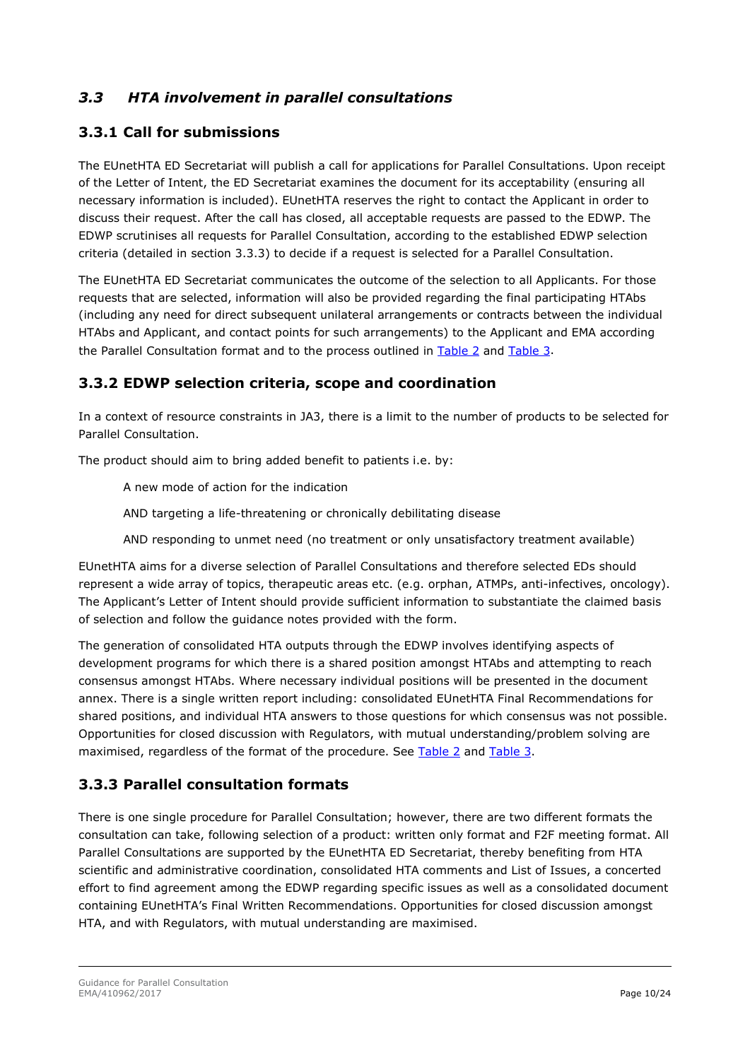## *3.3 HTA involvement in parallel consultations*

### 3.3.1 Call for submissions

The EUnetHTA ED Secretariat will publish a call for applications for Parallel Consultations. Upon receipt of the Letter of Intent, the ED Secretariat examines the document for its acceptability (ensuring all necessary information is included). EUnetHTA reserves the right to contact the Applicant in order to discuss their request. After the call has closed, all acceptable requests are passed to the EDWP. The EDWP scrutinises all requests for Parallel Consultation, according to the established EDWP selection criteria (detailed in section 3.3.3) to decide if a request is selected for a Parallel Consultation.

The EUnetHTA ED Secretariat communicates the outcome of the selection to all Applicants. For those requests that are selected, information will also be provided regarding the final participating HTAbs (including any need for direct subsequent unilateral arrangements or contracts between the individual HTAbs and Applicant, and contact points for such arrangements) to the Applicant and EMA according the Parallel Consultation format and to the process outlined in Table 2 and Table 3.

### 3.3.2 EDWP selection criteria, scope and coordination

In a context of resource constraints in JA3, there is a limit to the number of products to be selected for Parallel Consultation.

The product should aim to bring added benefit to patients i.e. by:

A new mode of action for the indication

AND targeting a life-threatening or chronically debilitating disease

AND responding to unmet need (no treatment or only unsatisfactory treatment available)

EUnetHTA aims for a diverse selection of Parallel Consultations and therefore selected EDs should represent a wide array of topics, therapeutic areas etc. (e.g. orphan, ATMPs, anti-infectives, oncology). The Applicant's Letter of Intent should provide sufficient information to substantiate the claimed basis of selection and follow the guidance notes provided with the form.

The generation of consolidated HTA outputs through the EDWP involves identifying aspects of development programs for which there is a shared position amongst HTAbs and attempting to reach consensus amongst HTAbs. Where necessary individual positions will be presented in the document annex. There is a single written report including: consolidated EUnetHTA Final Recommendations for shared positions, and individual HTA answers to those questions for which consensus was not possible. Opportunities for closed discussion with Regulators, with mutual understanding/problem solving are maximised, regardless of the format of the procedure. See Table 2 and Table 3.

### 3.3.3 Parallel consultation formats

There is one single procedure for Parallel Consultation; however, there are two different formats the consultation can take, following selection of a product: written only format and F2F meeting format. All Parallel Consultations are supported by the EUnetHTA ED Secretariat, thereby benefiting from HTA scientific and administrative coordination, consolidated HTA comments and List of Issues, a concerted effort to find agreement among the EDWP regarding specific issues as well as a consolidated document containing EUnetHTA's Final Written Recommendations. Opportunities for closed discussion amongst HTA, and with Regulators, with mutual understanding are maximised.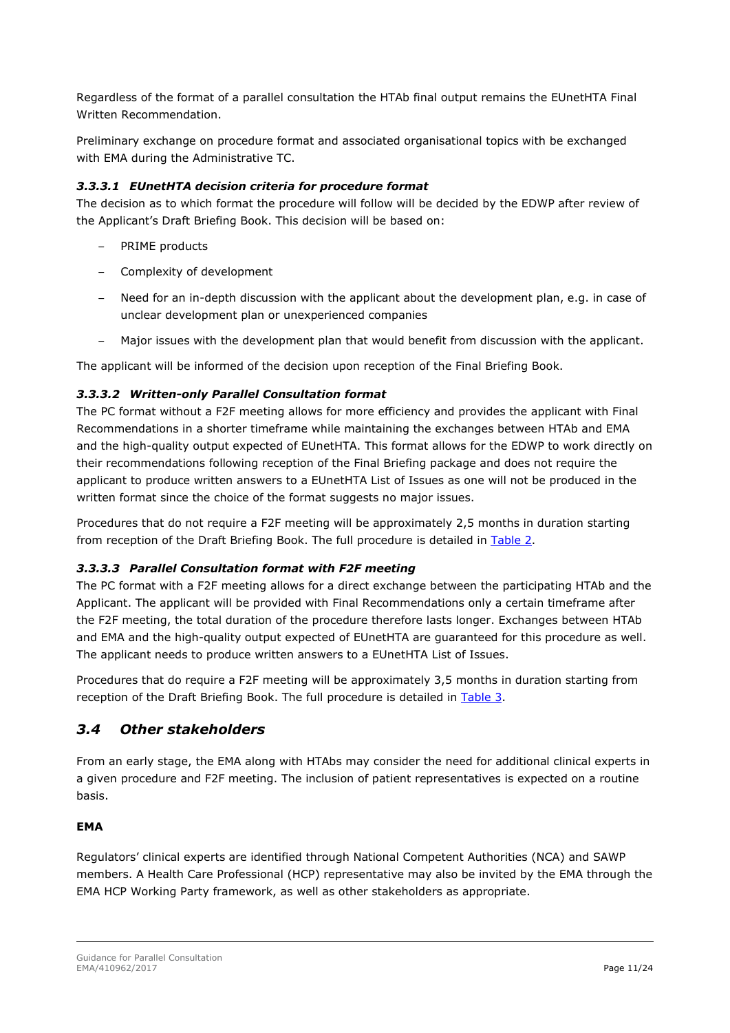Regardless of the format of a parallel consultation the HTAb final output remains the EUnetHTA Final Written Recommendation.

Preliminary exchange on procedure format and associated organisational topics with be exchanged with EMA during the Administrative TC.

#### *3.3.3.1 EUnetHTA decision criteria for procedure format*

The decision as to which format the procedure will follow will be decided by the EDWP after review of the Applicant's Draft Briefing Book. This decision will be based on:

- PRIME products
- Complexity of development
- Need for an in-depth discussion with the applicant about the development plan, e.g. in case of unclear development plan or unexperienced companies
- Major issues with the development plan that would benefit from discussion with the applicant.

The applicant will be informed of the decision upon reception of the Final Briefing Book.

#### *3.3.3.2 Written-only Parallel Consultation format*

The PC format without a F2F meeting allows for more efficiency and provides the applicant with Final Recommendations in a shorter timeframe while maintaining the exchanges between HTAb and EMA and the high-quality output expected of EUnetHTA. This format allows for the EDWP to work directly on their recommendations following reception of the Final Briefing package and does not require the applicant to produce written answers to a EUnetHTA List of Issues as one will not be produced in the written format since the choice of the format suggests no major issues.

Procedures that do not require a F2F meeting will be approximately 2,5 months in duration starting from reception of the Draft Briefing Book. The full procedure is detailed in Table 2.

#### *3.3.3.3 Parallel Consultation format with F2F meeting*

The PC format with a F2F meeting allows for a direct exchange between the participating HTAb and the Applicant. The applicant will be provided with Final Recommendations only a certain timeframe after the F2F meeting, the total duration of the procedure therefore lasts longer. Exchanges between HTAb and EMA and the high-quality output expected of EUnetHTA are guaranteed for this procedure as well. The applicant needs to produce written answers to a EUnetHTA List of Issues.

Procedures that do require a F2F meeting will be approximately 3,5 months in duration starting from reception of the Draft Briefing Book. The full procedure is detailed in Table 3.

## *3.4 Other stakeholders*

From an early stage, the EMA along with HTAbs may consider the need for additional clinical experts in a given procedure and F2F meeting. The inclusion of patient representatives is expected on a routine basis.

**EMA**

Regulators' clinical experts are identified through National Competent Authorities (NCA) and SAWP members. A Health Care Professional (HCP) representative may also be invited by the EMA through the EMA HCP Working Party framework, as well as other stakeholders as appropriate.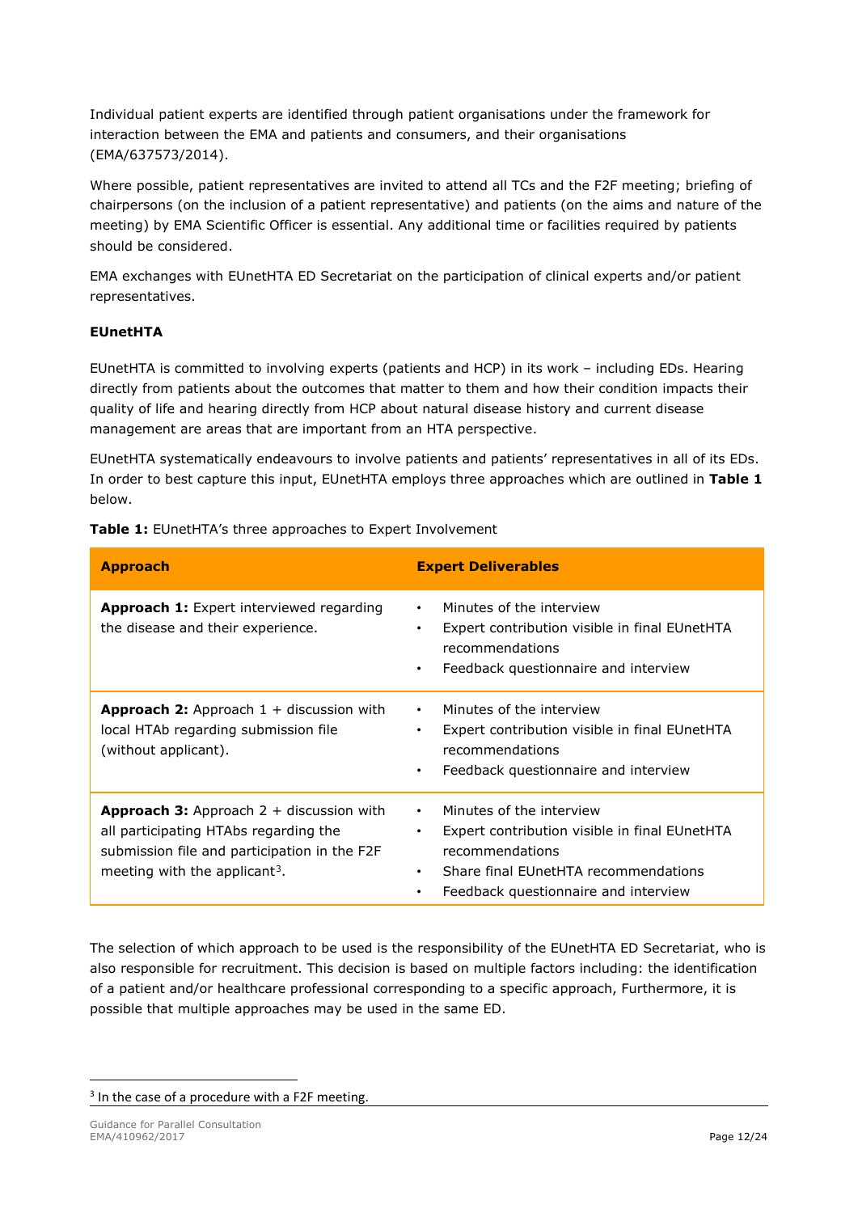Individual patient experts are identified through patient organisations under the framework for interaction between the EMA and patients and consumers, and their organisations (EMA/637573/2014).

Where possible, patient representatives are invited to attend all TCs and the F2F meeting; briefing of chairpersons (on the inclusion of a patient representative) and patients (on the aims and nature of the meeting) by EMA Scientific Officer is essential. Any additional time or facilities required by patients should be considered.

EMA exchanges with EUnetHTA ED Secretariat on the participation of clinical experts and/or patient representatives.

**EUnetHTA**

EUnetHTA is committed to involving experts (patients and HCP) in its work – including EDs. Hearing directly from patients about the outcomes that matter to them and how their condition impacts their quality of life and hearing directly from HCP about natural disease history and current disease management are areas that are important from an HTA perspective.

EUnetHTA systematically endeavours to involve patients and patients' representatives in all of its EDs. In order to best capture this input, EUnetHTA employs three approaches which are outlined in **Table 1** below.

**Table 1:** EUnetHTA's three approaches to Expert Involvement

| Approach | Expert Deliverables |
| --- | --- |
| **Approach 1:** Expert interviewed regarding the disease and their experience. | • Minutes of the interview<br>• Expert contribution visible in final EUnetHTA recommendations<br>• Feedback questionnaire and interview |
| **Approach 2:** Approach 1 + discussion with local HTAb regarding submission file (without applicant). | • Minutes of the interview<br>• Expert contribution visible in final EUnetHTA recommendations<br>• Feedback questionnaire and interview |
| **Approach 3:** Approach 2 + discussion with all participating HTAbs regarding the submission file and participation in the F2F meeting with the applicant[3]. | • Minutes of the interview<br>• Expert contribution visible in final EUnetHTA recommendations<br>• Share final EUnetHTA recommendations<br>• Feedback questionnaire and interview |

The selection of which approach to be used is the responsibility of the EUnetHTA ED Secretariat, who is also responsible for recruitment. This decision is based on multiple factors including: the identification of a patient and/or healthcare professional corresponding to a specific approach, Furthermore, it is possible that multiple approaches may be used in the same ED.

[3] In the case of a procedure with a F2F meeting.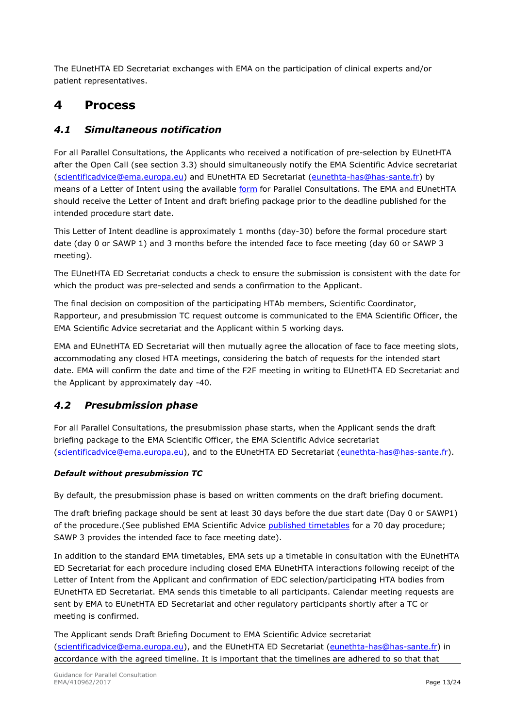The EUnetHTA ED Secretariat exchanges with EMA on the participation of clinical experts and/or patient representatives.

# 4 Process

## *4.1 Simultaneous notification*

For all Parallel Consultations, the Applicants who received a notification of pre-selection by EUnetHTA after the Open Call (see section 3.3) should simultaneously notify the EMA Scientific Advice secretariat (scientificadvice@ema.europa.eu) and EUnetHTA ED Secretariat (eunethta-has@has-sante.fr) by means of a Letter of Intent using the available form for Parallel Consultations. The EMA and EUnetHTA should receive the Letter of Intent and draft briefing package prior to the deadline published for the intended procedure start date.

This Letter of Intent deadline is approximately 1 months (day-30) before the formal procedure start date (day 0 or SAWP 1) and 3 months before the intended face to face meeting (day 60 or SAWP 3 meeting).

The EUnetHTA ED Secretariat conducts a check to ensure the submission is consistent with the date for which the product was pre-selected and sends a confirmation to the Applicant.

The final decision on composition of the participating HTAb members, Scientific Coordinator, Rapporteur, and presubmission TC request outcome is communicated to the EMA Scientific Officer, the EMA Scientific Advice secretariat and the Applicant within 5 working days.

EMA and EUnetHTA ED Secretariat will then mutually agree the allocation of face to face meeting slots, accommodating any closed HTA meetings, considering the batch of requests for the intended start date. EMA will confirm the date and time of the F2F meeting in writing to EUnetHTA ED Secretariat and the Applicant by approximately day -40.

## *4.2 Presubmission phase*

For all Parallel Consultations, the presubmission phase starts, when the Applicant sends the draft briefing package to the EMA Scientific Officer, the EMA Scientific Advice secretariat (scientificadvice@ema.europa.eu), and to the EUnetHTA ED Secretariat (eunethta-has@has-sante.fr).

***Default without presubmission TC***

By default, the presubmission phase is based on written comments on the draft briefing document.

The draft briefing package should be sent at least 30 days before the due start date (Day 0 or SAWP1) of the procedure.(See published EMA Scientific Advice published timetables for a 70 day procedure; SAWP 3 provides the intended face to face meeting date).

In addition to the standard EMA timetables, EMA sets up a timetable in consultation with the EUnetHTA ED Secretariat for each procedure including closed EMA EUnetHTA interactions following receipt of the Letter of Intent from the Applicant and confirmation of EDC selection/participating HTA bodies from EUnetHTA ED Secretariat. EMA sends this timetable to all participants. Calendar meeting requests are sent by EMA to EUnetHTA ED Secretariat and other regulatory participants shortly after a TC or meeting is confirmed.

The Applicant sends Draft Briefing Document to EMA Scientific Advice secretariat (scientificadvice@ema.europa.eu), and the EUnetHTA ED Secretariat (eunethta-has@has-sante.fr) in accordance with the agreed timeline. It is important that the timelines are adhered to so that that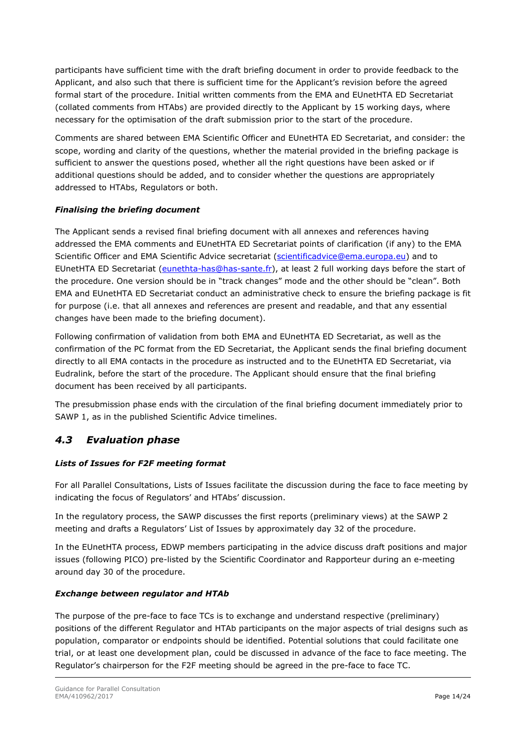participants have sufficient time with the draft briefing document in order to provide feedback to the Applicant, and also such that there is sufficient time for the Applicant's revision before the agreed formal start of the procedure. Initial written comments from the EMA and EUnetHTA ED Secretariat (collated comments from HTAbs) are provided directly to the Applicant by 15 working days, where necessary for the optimisation of the draft submission prior to the start of the procedure.

Comments are shared between EMA Scientific Officer and EUnetHTA ED Secretariat, and consider: the scope, wording and clarity of the questions, whether the material provided in the briefing package is sufficient to answer the questions posed, whether all the right questions have been asked or if additional questions should be added, and to consider whether the questions are appropriately addressed to HTAbs, Regulators or both.

***Finalising the briefing document***

The Applicant sends a revised final briefing document with all annexes and references having addressed the EMA comments and EUnetHTA ED Secretariat points of clarification (if any) to the EMA Scientific Officer and EMA Scientific Advice secretariat (scientificadvice@ema.europa.eu) and to EUnetHTA ED Secretariat (eunethta-has@has-sante.fr), at least 2 full working days before the start of the procedure. One version should be in "track changes" mode and the other should be "clean". Both EMA and EUnetHTA ED Secretariat conduct an administrative check to ensure the briefing package is fit for purpose (i.e. that all annexes and references are present and readable, and that any essential changes have been made to the briefing document).

Following confirmation of validation from both EMA and EUnetHTA ED Secretariat, as well as the confirmation of the PC format from the ED Secretariat, the Applicant sends the final briefing document directly to all EMA contacts in the procedure as instructed and to the EUnetHTA ED Secretariat, via Eudralink, before the start of the procedure. The Applicant should ensure that the final briefing document has been received by all participants.

The presubmission phase ends with the circulation of the final briefing document immediately prior to SAWP 1, as in the published Scientific Advice timelines.

## *4.3 Evaluation phase*

***Lists of Issues for F2F meeting format***

For all Parallel Consultations, Lists of Issues facilitate the discussion during the face to face meeting by indicating the focus of Regulators' and HTAbs' discussion.

In the regulatory process, the SAWP discusses the first reports (preliminary views) at the SAWP 2 meeting and drafts a Regulators' List of Issues by approximately day 32 of the procedure.

In the EUnetHTA process, EDWP members participating in the advice discuss draft positions and major issues (following PICO) pre-listed by the Scientific Coordinator and Rapporteur during an e-meeting around day 30 of the procedure.

***Exchange between regulator and HTAb***

The purpose of the pre-face to face TCs is to exchange and understand respective (preliminary) positions of the different Regulator and HTAb participants on the major aspects of trial designs such as population, comparator or endpoints should be identified. Potential solutions that could facilitate one trial, or at least one development plan, could be discussed in advance of the face to face meeting. The Regulator's chairperson for the F2F meeting should be agreed in the pre-face to face TC.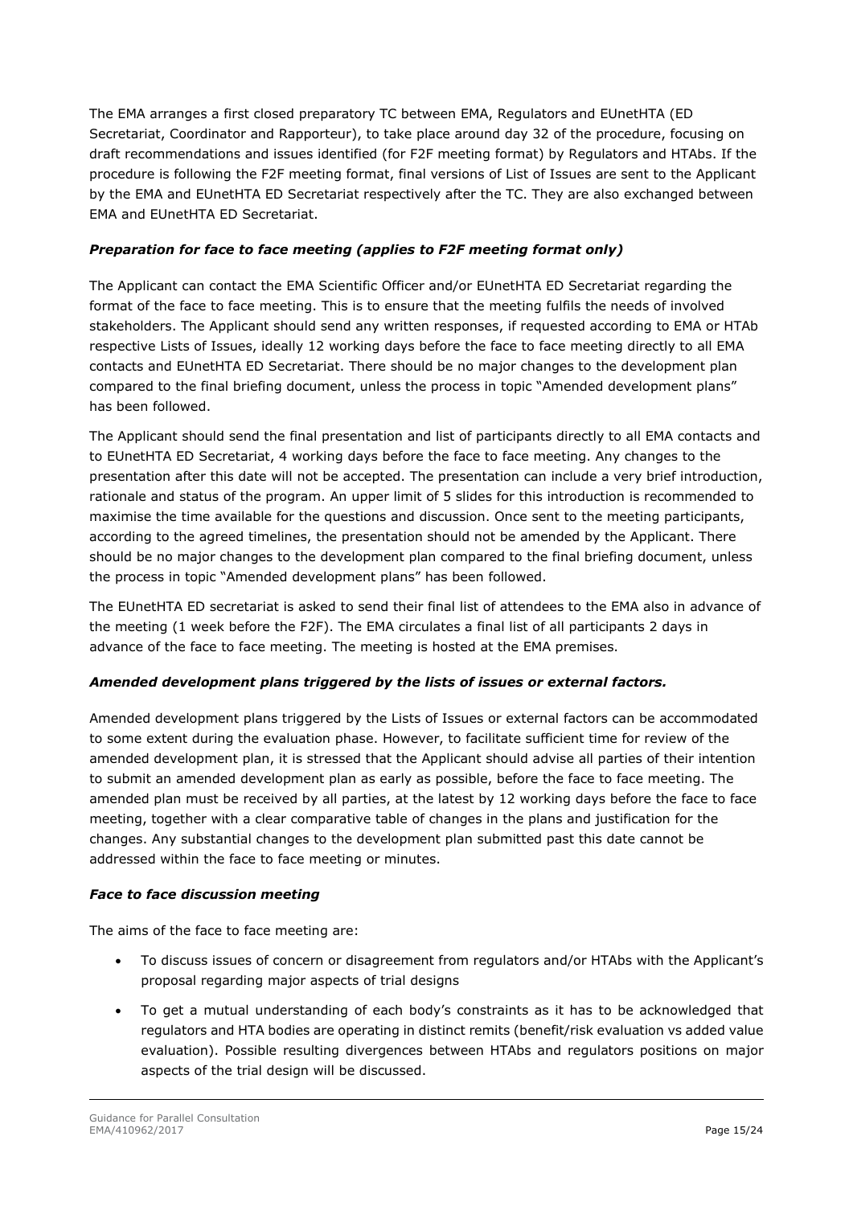The EMA arranges a first closed preparatory TC between EMA, Regulators and EUnetHTA (ED Secretariat, Coordinator and Rapporteur), to take place around day 32 of the procedure, focusing on draft recommendations and issues identified (for F2F meeting format) by Regulators and HTAbs. If the procedure is following the F2F meeting format, final versions of List of Issues are sent to the Applicant by the EMA and EUnetHTA ED Secretariat respectively after the TC. They are also exchanged between EMA and EUnetHTA ED Secretariat.

***Preparation for face to face meeting (applies to F2F meeting format only)***

The Applicant can contact the EMA Scientific Officer and/or EUnetHTA ED Secretariat regarding the format of the face to face meeting. This is to ensure that the meeting fulfils the needs of involved stakeholders. The Applicant should send any written responses, if requested according to EMA or HTAb respective Lists of Issues, ideally 12 working days before the face to face meeting directly to all EMA contacts and EUnetHTA ED Secretariat. There should be no major changes to the development plan compared to the final briefing document, unless the process in topic "Amended development plans" has been followed.

The Applicant should send the final presentation and list of participants directly to all EMA contacts and to EUnetHTA ED Secretariat, 4 working days before the face to face meeting. Any changes to the presentation after this date will not be accepted. The presentation can include a very brief introduction, rationale and status of the program. An upper limit of 5 slides for this introduction is recommended to maximise the time available for the questions and discussion. Once sent to the meeting participants, according to the agreed timelines, the presentation should not be amended by the Applicant. There should be no major changes to the development plan compared to the final briefing document, unless the process in topic "Amended development plans" has been followed.

The EUnetHTA ED secretariat is asked to send their final list of attendees to the EMA also in advance of the meeting (1 week before the F2F). The EMA circulates a final list of all participants 2 days in advance of the face to face meeting. The meeting is hosted at the EMA premises.

***Amended development plans triggered by the lists of issues or external factors.***

Amended development plans triggered by the Lists of Issues or external factors can be accommodated to some extent during the evaluation phase. However, to facilitate sufficient time for review of the amended development plan, it is stressed that the Applicant should advise all parties of their intention to submit an amended development plan as early as possible, before the face to face meeting. The amended plan must be received by all parties, at the latest by 12 working days before the face to face meeting, together with a clear comparative table of changes in the plans and justification for the changes. Any substantial changes to the development plan submitted past this date cannot be addressed within the face to face meeting or minutes.

***Face to face discussion meeting***

The aims of the face to face meeting are:

- To discuss issues of concern or disagreement from regulators and/or HTAbs with the Applicant's proposal regarding major aspects of trial designs
- To get a mutual understanding of each body's constraints as it has to be acknowledged that regulators and HTA bodies are operating in distinct remits (benefit/risk evaluation vs added value evaluation). Possible resulting divergences between HTAbs and regulators positions on major aspects of the trial design will be discussed.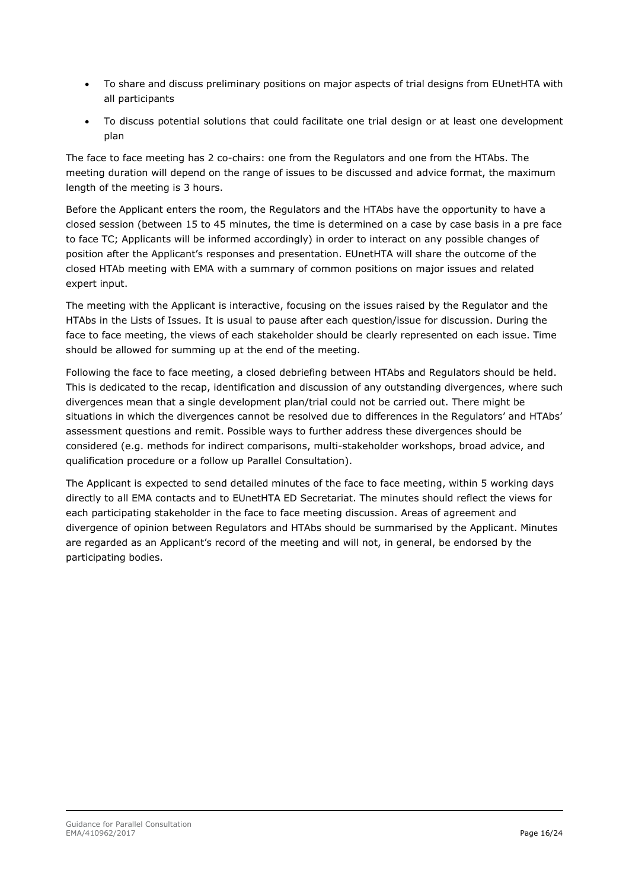- To share and discuss preliminary positions on major aspects of trial designs from EUnetHTA with all participants
- To discuss potential solutions that could facilitate one trial design or at least one development plan

The face to face meeting has 2 co-chairs: one from the Regulators and one from the HTAbs. The meeting duration will depend on the range of issues to be discussed and advice format, the maximum length of the meeting is 3 hours.

Before the Applicant enters the room, the Regulators and the HTAbs have the opportunity to have a closed session (between 15 to 45 minutes, the time is determined on a case by case basis in a pre face to face TC; Applicants will be informed accordingly) in order to interact on any possible changes of position after the Applicant's responses and presentation. EUnetHTA will share the outcome of the closed HTAb meeting with EMA with a summary of common positions on major issues and related expert input.

The meeting with the Applicant is interactive, focusing on the issues raised by the Regulator and the HTAbs in the Lists of Issues. It is usual to pause after each question/issue for discussion. During the face to face meeting, the views of each stakeholder should be clearly represented on each issue. Time should be allowed for summing up at the end of the meeting.

Following the face to face meeting, a closed debriefing between HTAbs and Regulators should be held. This is dedicated to the recap, identification and discussion of any outstanding divergences, where such divergences mean that a single development plan/trial could not be carried out. There might be situations in which the divergences cannot be resolved due to differences in the Regulators' and HTAbs' assessment questions and remit. Possible ways to further address these divergences should be considered (e.g. methods for indirect comparisons, multi-stakeholder workshops, broad advice, and qualification procedure or a follow up Parallel Consultation).

The Applicant is expected to send detailed minutes of the face to face meeting, within 5 working days directly to all EMA contacts and to EUnetHTA ED Secretariat. The minutes should reflect the views for each participating stakeholder in the face to face meeting discussion. Areas of agreement and divergence of opinion between Regulators and HTAbs should be summarised by the Applicant. Minutes are regarded as an Applicant's record of the meeting and will not, in general, be endorsed by the participating bodies.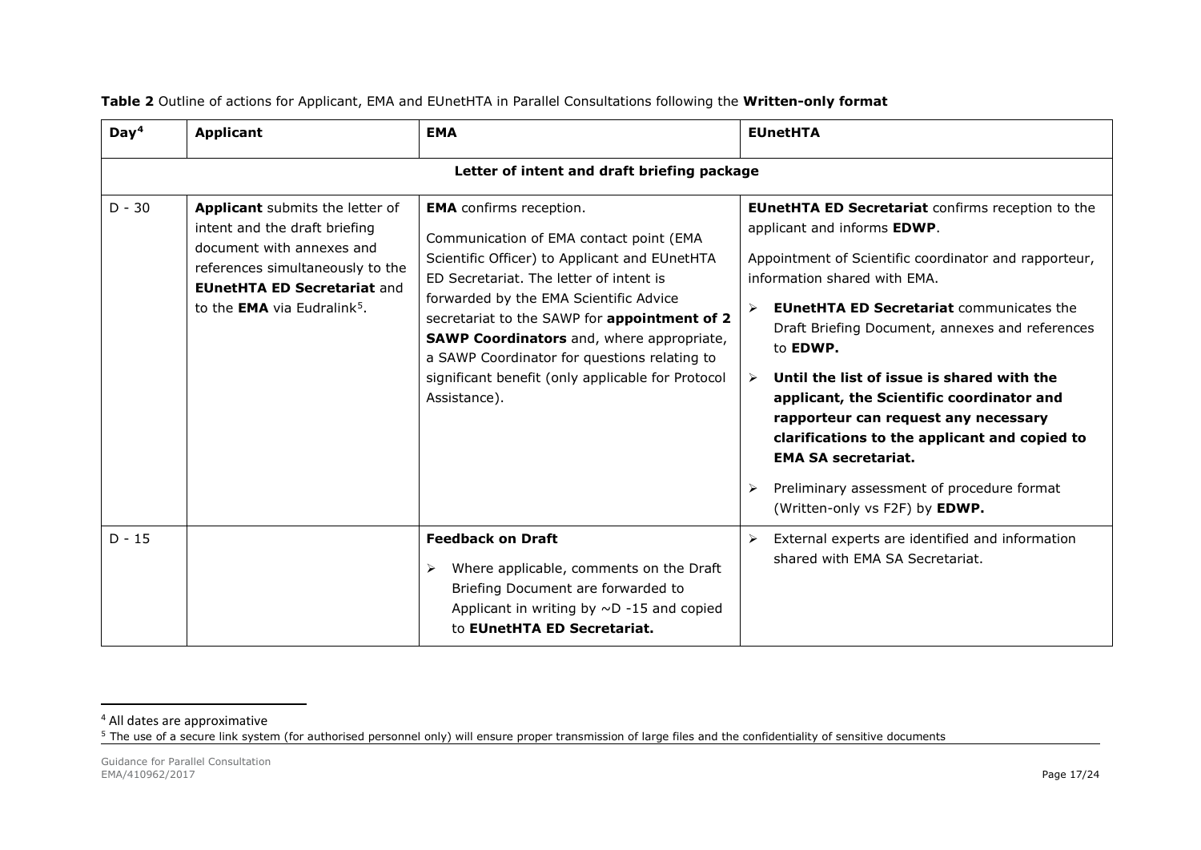**Table 2** Outline of actions for Applicant, EMA and EUnetHTA in Parallel Consultations following the **Written-only format**

| Day[4] | Applicant | EMA | EUnetHTA |
|---|---|---|---|
| **Letter of intent and draft briefing package** | | | |
| D - 30 | **Applicant** submits the letter of intent and the draft briefing document with annexes and references simultaneously to the **EUnetHTA ED Secretariat** and to the **EMA** via Eudralink[5]. | **EMA** confirms reception.<br><br>Communication of EMA contact point (EMA Scientific Officer) to Applicant and EUnetHTA ED Secretariat. The letter of intent is forwarded by the EMA Scientific Advice secretariat to the SAWP for **appointment of 2 SAWP Coordinators** and, where appropriate, a SAWP Coordinator for questions relating to significant benefit (only applicable for Protocol Assistance). | **EUnetHTA ED Secretariat** confirms reception to the applicant and informs **EDWP**.<br><br>Appointment of Scientific coordinator and rapporteur, information shared with EMA.<br><br>➢ **EUnetHTA ED Secretariat** communicates the Draft Briefing Document, annexes and references to **EDWP.**<br><br>➢ **Until the list of issue is shared with the applicant, the Scientific coordinator and rapporteur can request any necessary clarifications to the applicant and copied to EMA SA secretariat.**<br><br>➢ Preliminary assessment of procedure format (Written-only vs F2F) by **EDWP.** |
| D - 15 | | **Feedback on Draft**<br><br>➢ Where applicable, comments on the Draft Briefing Document are forwarded to Applicant in writing by ~D -15 and copied to **EUnetHTA ED Secretariat.** | ➢ External experts are identified and information shared with EMA SA Secretariat. |

[4] All dates are approximative

[5] The use of a secure link system (for authorised personnel only) will ensure proper transmission of large files and the confidentiality of sensitive documents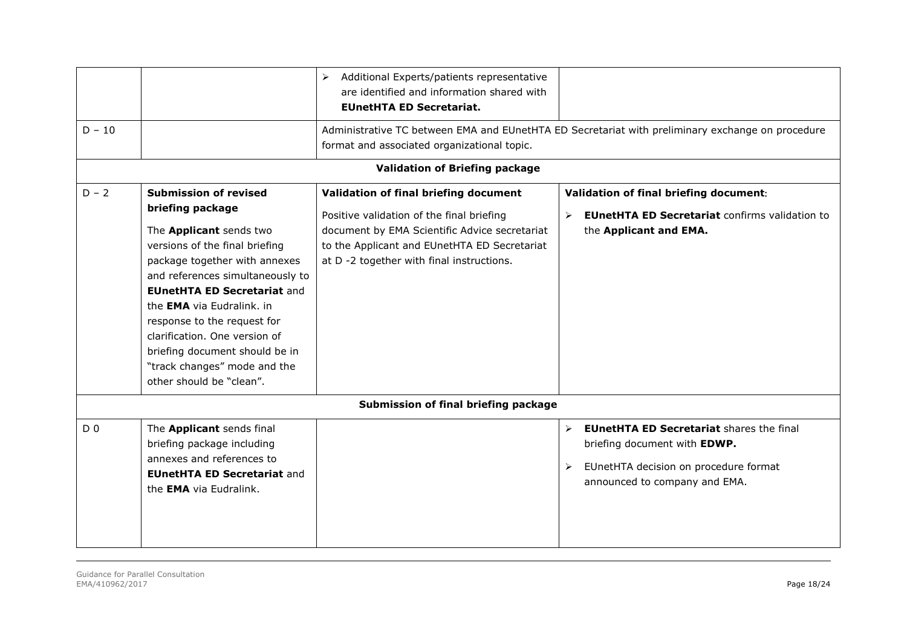|  |  |  |  |
| --- | --- | --- | --- |
|  |  | ➢ Additional Experts/patients representative are identified and information shared with **EUnetHTA ED Secretariat.** |  |
| D – 10 |  | Administrative TC between EMA and EUnetHTA ED Secretariat with preliminary exchange on procedure format and associated organizational topic. |  |
| **Validation of Briefing package** |  |  |  |
| D – 2 | **Submission of revised briefing package**<br><br>The **Applicant** sends two versions of the final briefing package together with annexes and references simultaneously to **EUnetHTA ED Secretariat** and the **EMA** via Eudralink. in response to the request for clarification. One version of briefing document should be in "track changes" mode and the other should be "clean". | **Validation of final briefing document**<br><br>Positive validation of the final briefing document by EMA Scientific Advice secretariat to the Applicant and EUnetHTA ED Secretariat at D -2 together with final instructions. | **Validation of final briefing document**:<br><br>➢ **EUnetHTA ED Secretariat** confirms validation to the **Applicant and EMA.** |
| **Submission of final briefing package** |  |  |  |
| D 0 | The **Applicant** sends final briefing package including annexes and references to **EUnetHTA ED Secretariat** and the **EMA** via Eudralink. |  | ➢ **EUnetHTA ED Secretariat** shares the final briefing document with **EDWP.**<br><br>➢ EUnetHTA decision on procedure format announced to company and EMA. |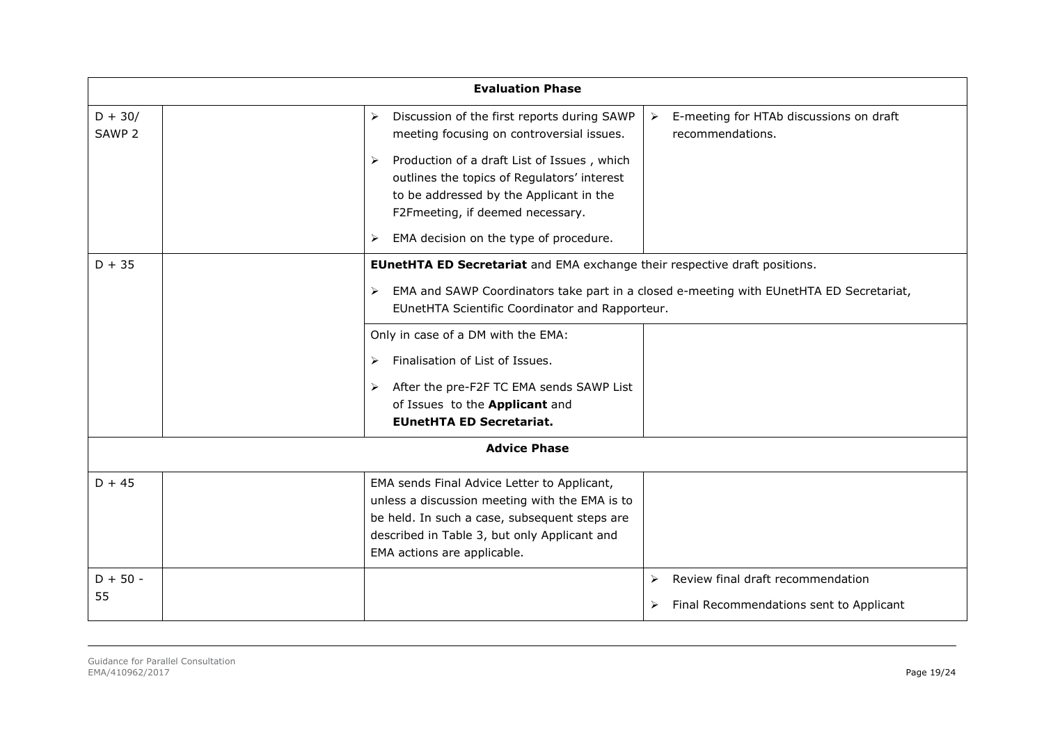| | | | |
|---|---|---|---|
| **Evaluation Phase** | | | |
| D + 30/ SAWP 2 | | ➢ Discussion of the first reports during SAWP meeting focusing on controversial issues.<br>➢ Production of a draft List of Issues , which outlines the topics of Regulators' interest to be addressed by the Applicant in the F2Fmeeting, if deemed necessary.<br>➢ EMA decision on the type of procedure. | ➢ E-meeting for HTAb discussions on draft recommendations. |
| D + 35 | | **EUnetHTA ED Secretariat** and EMA exchange their respective draft positions.<br>➢ EMA and SAWP Coordinators take part in a closed e-meeting with EUnetHTA ED Secretariat, EUnetHTA Scientific Coordinator and Rapporteur. | |
| | | Only in case of a DM with the EMA:<br>➢ Finalisation of List of Issues.<br>➢ After the pre-F2F TC EMA sends SAWP List of Issues to the **Applicant** and **EUnetHTA ED Secretariat.** | |
| **Advice Phase** | | | |
| D + 45 | | EMA sends Final Advice Letter to Applicant, unless a discussion meeting with the EMA is to be held. In such a case, subsequent steps are described in Table 3, but only Applicant and EMA actions are applicable. | |
| D + 50 - 55 | | | ➢ Review final draft recommendation<br>➢ Final Recommendations sent to Applicant |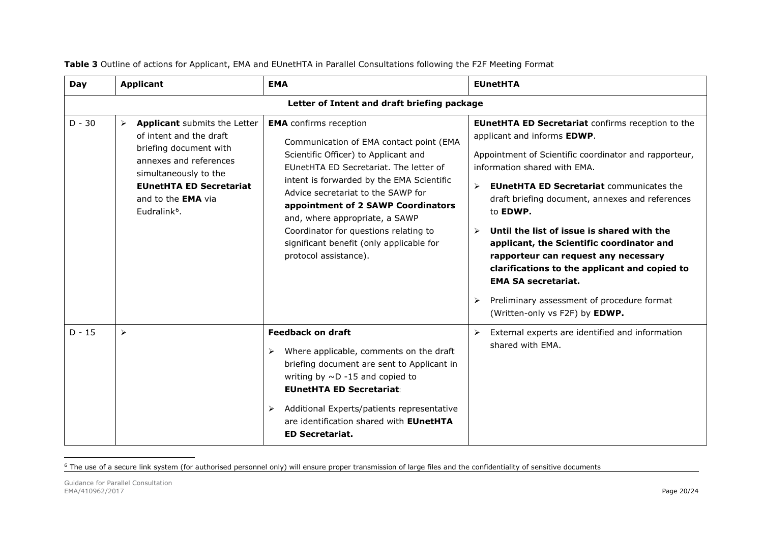**Table 3** Outline of actions for Applicant, EMA and EUnetHTA in Parallel Consultations following the F2F Meeting Format

| Day | Applicant | EMA | EUnetHTA |
|---|---|---|---|
| **Letter of Intent and draft briefing package** | | | |
| D - 30 | ➢ **Applicant** submits the Letter of intent and the draft briefing document with annexes and references simultaneously to the **EUnetHTA ED Secretariat** and to the **EMA** via Eudralink[6]. | **EMA** confirms reception<br><br>Communication of EMA contact point (EMA Scientific Officer) to Applicant and EUnetHTA ED Secretariat. The letter of intent is forwarded by the EMA Scientific Advice secretariat to the SAWP for **appointment of 2 SAWP Coordinators** and, where appropriate, a SAWP Coordinator for questions relating to significant benefit (only applicable for protocol assistance). | **EUnetHTA ED Secretariat** confirms reception to the applicant and informs **EDWP**.<br><br>Appointment of Scientific coordinator and rapporteur, information shared with EMA.<br><br>➢ **EUnetHTA ED Secretariat** communicates the draft briefing document, annexes and references to **EDWP.**<br><br>➢ **Until the list of issue is shared with the applicant, the Scientific coordinator and rapporteur can request any necessary clarifications to the applicant and copied to EMA SA secretariat.**<br><br>➢ Preliminary assessment of procedure format (Written-only vs F2F) by **EDWP.** |
| D - 15 | ➢ | **Feedback on draft**<br><br>➢ Where applicable, comments on the draft briefing document are sent to Applicant in writing by ~D -15 and copied to **EUnetHTA ED Secretariat**:<br><br>➢ Additional Experts/patients representative are identification shared with **EUnetHTA ED Secretariat.** | ➢ External experts are identified and information shared with EMA. |

[6] The use of a secure link system (for authorised personnel only) will ensure proper transmission of large files and the confidentiality of sensitive documents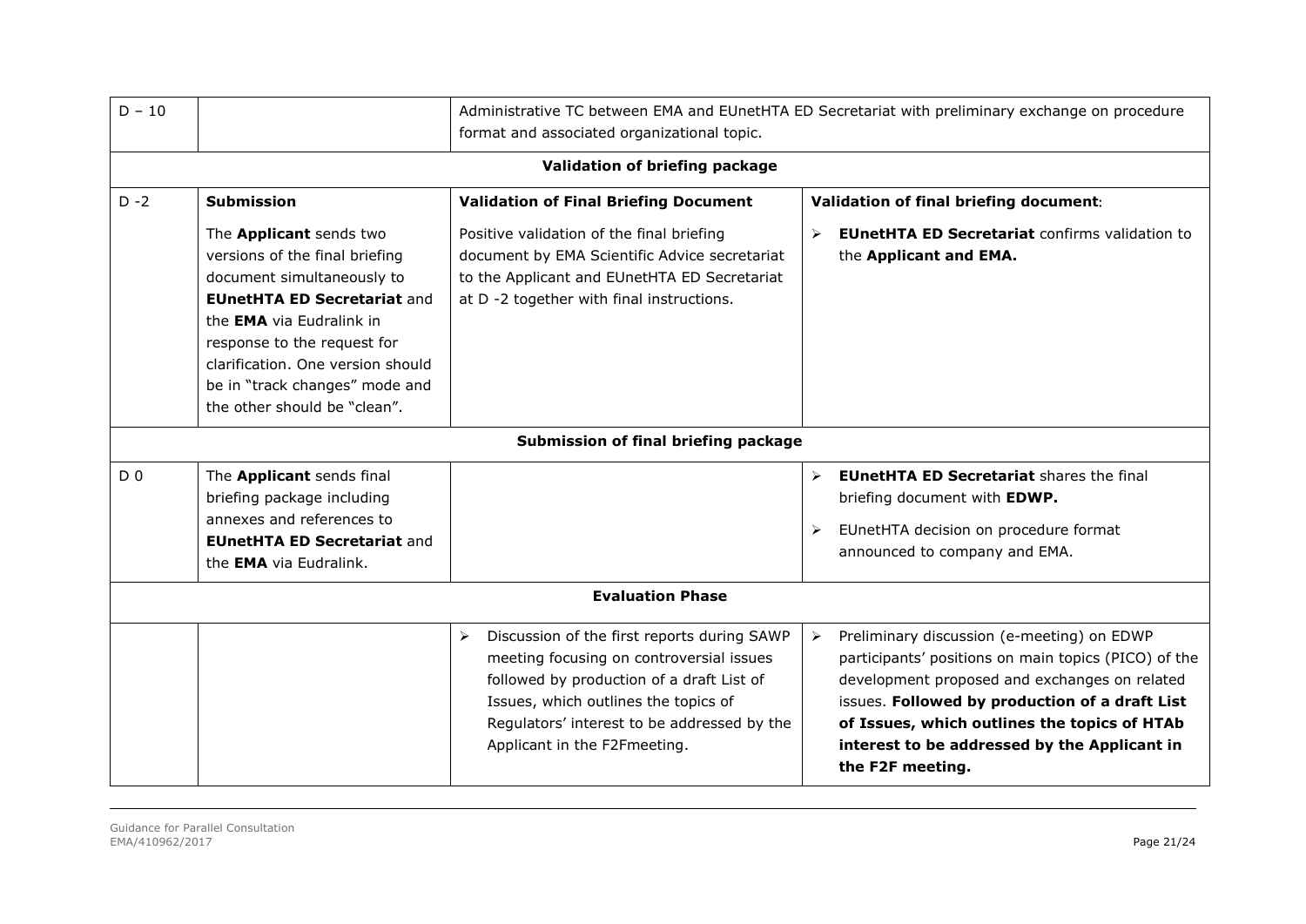| | | | |
|---|---|---|---|
| D – 10 | | Administrative TC between EMA and EUnetHTA ED Secretariat with preliminary exchange on procedure format and associated organizational topic. | |
| **Validation of briefing package** | | | |
| D -2 | **Submission**<br><br>The **Applicant** sends two versions of the final briefing document simultaneously to **EUnetHTA ED Secretariat** and the **EMA** via Eudralink in response to the request for clarification. One version should be in "track changes" mode and the other should be "clean". | **Validation of Final Briefing Document**<br><br>Positive validation of the final briefing document by EMA Scientific Advice secretariat to the Applicant and EUnetHTA ED Secretariat at D -2 together with final instructions. | **Validation of final briefing document**:<br><br>➢ **EUnetHTA ED Secretariat** confirms validation to the **Applicant and EMA.** |
| **Submission of final briefing package** | | | |
| D 0 | The **Applicant** sends final briefing package including annexes and references to **EUnetHTA ED Secretariat** and the **EMA** via Eudralink. | | ➢ **EUnetHTA ED Secretariat** shares the final briefing document with **EDWP.**<br><br>➢ EUnetHTA decision on procedure format announced to company and EMA. |
| **Evaluation Phase** | | | |
| | | ➢ Discussion of the first reports during SAWP meeting focusing on controversial issues followed by production of a draft List of Issues, which outlines the topics of Regulators' interest to be addressed by the Applicant in the F2Fmeeting. | ➢ Preliminary discussion (e-meeting) on EDWP participants' positions on main topics (PICO) of the development proposed and exchanges on related issues. **Followed by production of a draft List of Issues, which outlines the topics of HTAb interest to be addressed by the Applicant in the F2F meeting.** |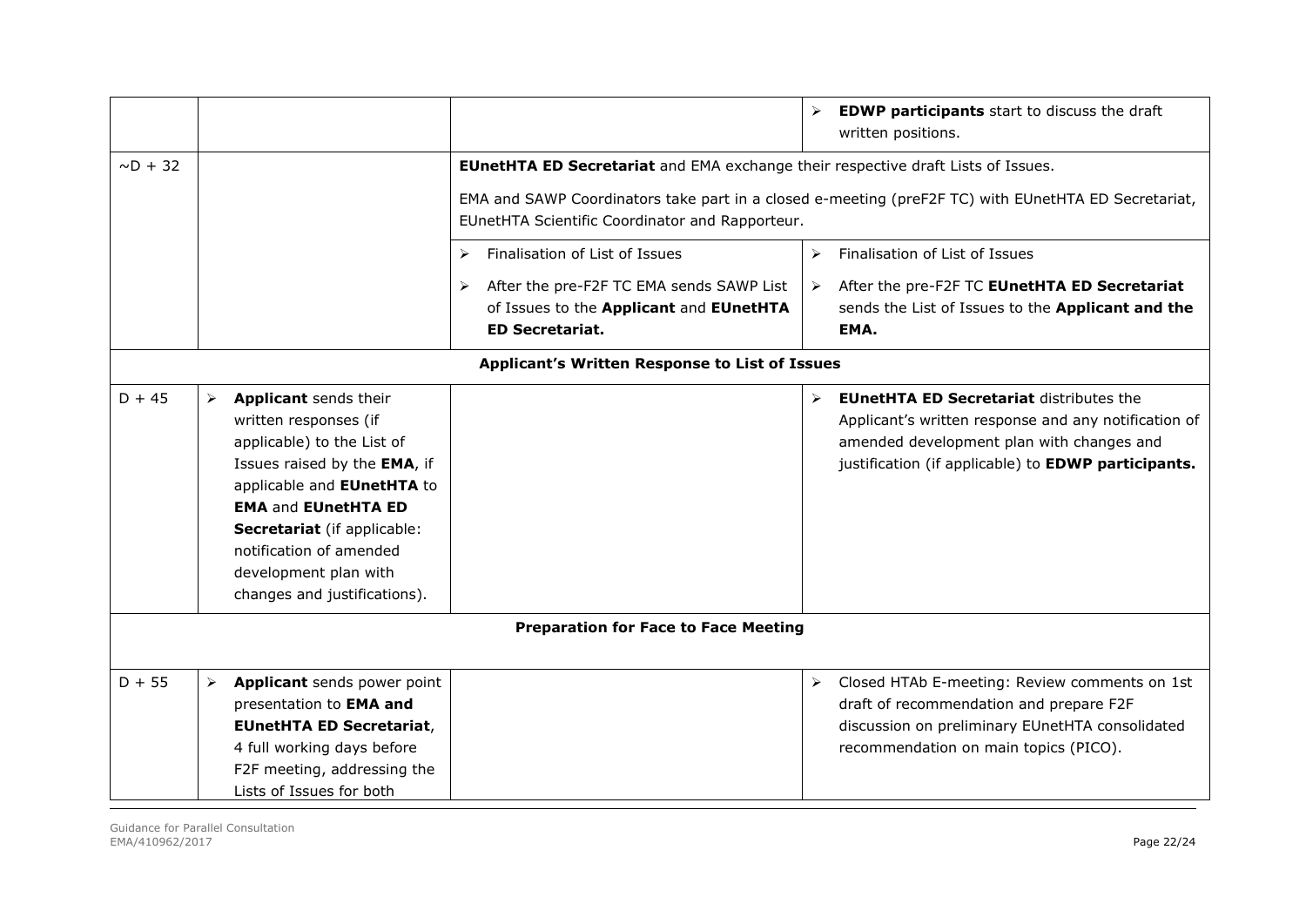| | | | |
|---|---|---|---|
| | | | ➢ **EDWP participants** start to discuss the draft written positions. |
| ~D + 32 | | **EUnetHTA ED Secretariat** and EMA exchange their respective draft Lists of Issues.<br><br>EMA and SAWP Coordinators take part in a closed e-meeting (preF2F TC) with EUnetHTA ED Secretariat, EUnetHTA Scientific Coordinator and Rapporteur. | |
| | | ➢ Finalisation of List of Issues<br>➢ After the pre-F2F TC EMA sends SAWP List of Issues to the **Applicant** and **EUnetHTA ED Secretariat.** | ➢ Finalisation of List of Issues<br>➢ After the pre-F2F TC **EUnetHTA ED Secretariat** sends the List of Issues to the **Applicant and the EMA.** |
| **Applicant's Written Response to List of Issues** | | | |
| D + 45 | ➢ **Applicant** sends their written responses (if applicable) to the List of Issues raised by the **EMA**, if applicable and **EUnetHTA** to **EMA** and **EUnetHTA ED Secretariat** (if applicable: notification of amended development plan with changes and justifications). | | ➢ **EUnetHTA ED Secretariat** distributes the Applicant's written response and any notification of amended development plan with changes and justification (if applicable) to **EDWP participants.** |
| **Preparation for Face to Face Meeting** | | | |
| D + 55 | ➢ **Applicant** sends power point presentation to **EMA and EUnetHTA ED Secretariat**, 4 full working days before F2F meeting, addressing the Lists of Issues for both | | ➢ Closed HTAb E-meeting: Review comments on 1st draft of recommendation and prepare F2F discussion on preliminary EUnetHTA consolidated recommendation on main topics (PICO). |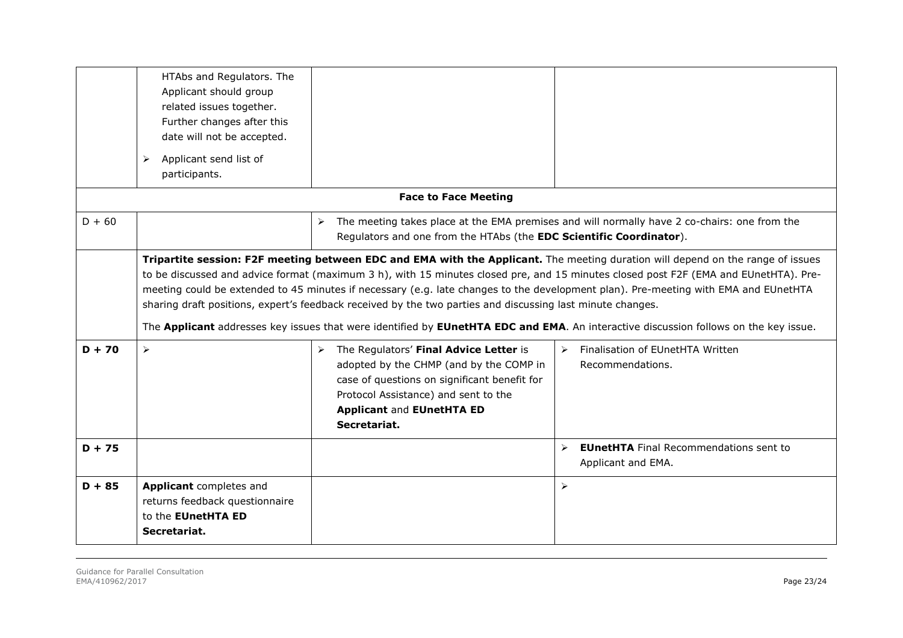| | | | |
|---|---|---|---|
| | HTAbs and Regulators. The Applicant should group related issues together. Further changes after this date will not be accepted.<br>➢ Applicant send list of participants. | | |
| **Face to Face Meeting** | | | |
| D + 60 | | ➢ The meeting takes place at the EMA premises and will normally have 2 co-chairs: one from the Regulators and one from the HTAbs (the **EDC Scientific Coordinator**). | |
| | **Tripartite session: F2F meeting between EDC and EMA with the Applicant.** The meeting duration will depend on the range of issues to be discussed and advice format (maximum 3 h), with 15 minutes closed pre, and 15 minutes closed post F2F (EMA and EUnetHTA). Pre-meeting could be extended to 45 minutes if necessary (e.g. late changes to the development plan). Pre-meeting with EMA and EUnetHTA sharing draft positions, expert's feedback received by the two parties and discussing last minute changes.<br>The **Applicant** addresses key issues that were identified by **EUnetHTA EDC and EMA**. An interactive discussion follows on the key issue. | | |
| **D + 70** | ➢ | ➢ The Regulators' **Final Advice Letter** is adopted by the CHMP (and by the COMP in case of questions on significant benefit for Protocol Assistance) and sent to the **Applicant** and **EUnetHTA ED Secretariat.** | ➢ Finalisation of EUnetHTA Written Recommendations. |
| **D + 75** | | | ➢ **EUnetHTA** Final Recommendations sent to Applicant and EMA. |
| **D + 85** | **Applicant** completes and returns feedback questionnaire to the **EUnetHTA ED Secretariat.** | | ➢ |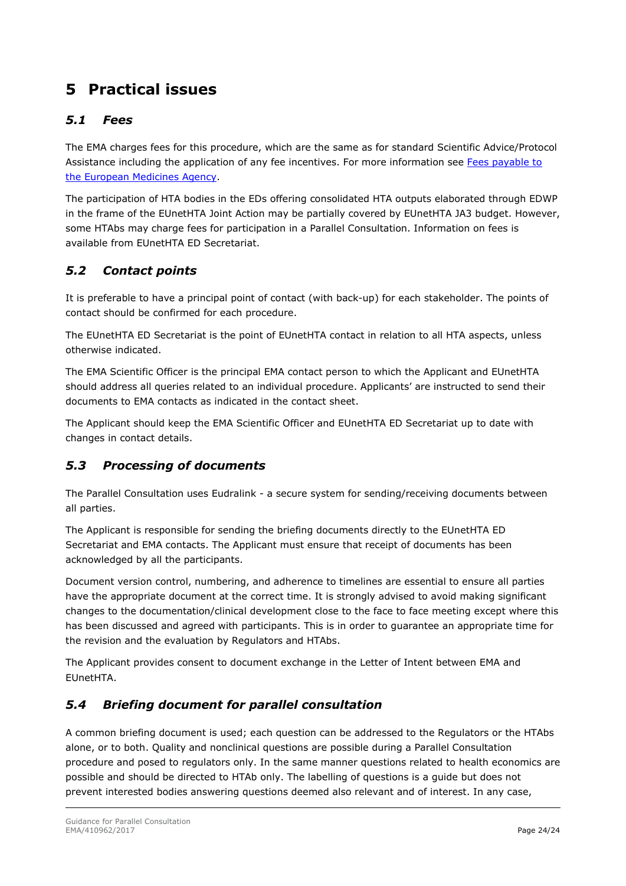# 5 Practical issues

## 5.1 *Fees*

The EMA charges fees for this procedure, which are the same as for standard Scientific Advice/Protocol Assistance including the application of any fee incentives. For more information see [Fees payable to the European Medicines Agency](#).

The participation of HTA bodies in the EDs offering consolidated HTA outputs elaborated through EDWP in the frame of the EUnetHTA Joint Action may be partially covered by EUnetHTA JA3 budget. However, some HTAbs may charge fees for participation in a Parallel Consultation. Information on fees is available from EUnetHTA ED Secretariat.

## 5.2 *Contact points*

It is preferable to have a principal point of contact (with back-up) for each stakeholder. The points of contact should be confirmed for each procedure.

The EUnetHTA ED Secretariat is the point of EUnetHTA contact in relation to all HTA aspects, unless otherwise indicated.

The EMA Scientific Officer is the principal EMA contact person to which the Applicant and EUnetHTA should address all queries related to an individual procedure. Applicants' are instructed to send their documents to EMA contacts as indicated in the contact sheet.

The Applicant should keep the EMA Scientific Officer and EUnetHTA ED Secretariat up to date with changes in contact details.

## 5.3 *Processing of documents*

The Parallel Consultation uses Eudralink - a secure system for sending/receiving documents between all parties.

The Applicant is responsible for sending the briefing documents directly to the EUnetHTA ED Secretariat and EMA contacts. The Applicant must ensure that receipt of documents has been acknowledged by all the participants.

Document version control, numbering, and adherence to timelines are essential to ensure all parties have the appropriate document at the correct time. It is strongly advised to avoid making significant changes to the documentation/clinical development close to the face to face meeting except where this has been discussed and agreed with participants. This is in order to guarantee an appropriate time for the revision and the evaluation by Regulators and HTAbs.

The Applicant provides consent to document exchange in the Letter of Intent between EMA and EUnetHTA.

## 5.4 *Briefing document for parallel consultation*

A common briefing document is used; each question can be addressed to the Regulators or the HTAbs alone, or to both. Quality and nonclinical questions are possible during a Parallel Consultation procedure and posed to regulators only. In the same manner questions related to health economics are possible and should be directed to HTAb only. The labelling of questions is a guide but does not prevent interested bodies answering questions deemed also relevant and of interest. In any case,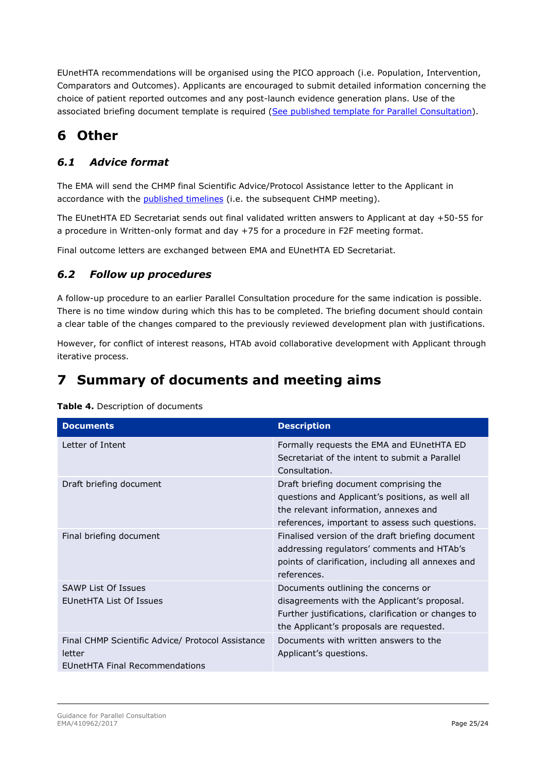EUnetHTA recommendations will be organised using the PICO approach (i.e. Population, Intervention, Comparators and Outcomes). Applicants are encouraged to submit detailed information concerning the choice of patient reported outcomes and any post-launch evidence generation plans. Use of the associated briefing document template is required (See published template for Parallel Consultation).

# 6 Other

## *6.1 Advice format*

The EMA will send the CHMP final Scientific Advice/Protocol Assistance letter to the Applicant in accordance with the published timelines (i.e. the subsequent CHMP meeting).

The EUnetHTA ED Secretariat sends out final validated written answers to Applicant at day +50-55 for a procedure in Written-only format and day +75 for a procedure in F2F meeting format.

Final outcome letters are exchanged between EMA and EUnetHTA ED Secretariat.

## *6.2 Follow up procedures*

A follow-up procedure to an earlier Parallel Consultation procedure for the same indication is possible. There is no time window during which this has to be completed. The briefing document should contain a clear table of the changes compared to the previously reviewed development plan with justifications.

However, for conflict of interest reasons, HTAb avoid collaborative development with Applicant through iterative process.

# 7 Summary of documents and meeting aims

**Table 4.** Description of documents

| Documents | Description |
|---|---|
| Letter of Intent | Formally requests the EMA and EUnetHTA ED Secretariat of the intent to submit a Parallel Consultation. |
| Draft briefing document | Draft briefing document comprising the questions and Applicant's positions, as well all the relevant information, annexes and references, important to assess such questions. |
| Final briefing document | Finalised version of the draft briefing document addressing regulators' comments and HTAb's points of clarification, including all annexes and references. |
| SAWP List Of Issues<br>EUnetHTA List Of Issues | Documents outlining the concerns or disagreements with the Applicant's proposal. Further justifications, clarification or changes to the Applicant's proposals are requested. |
| Final CHMP Scientific Advice/ Protocol Assistance letter<br>EUnetHTA Final Recommendations | Documents with written answers to the Applicant's questions. |